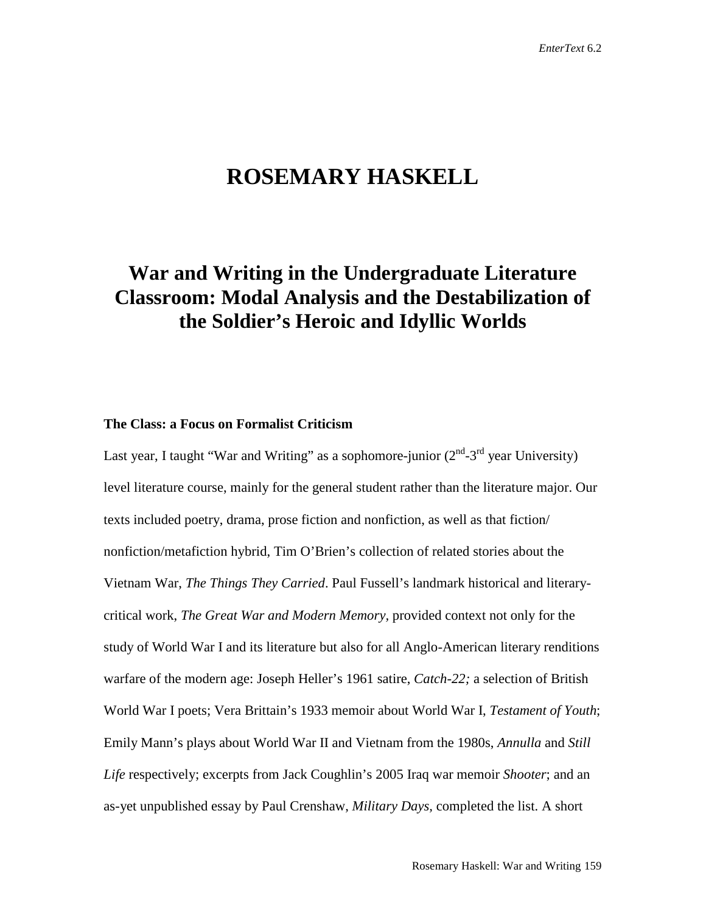# ROSEMARY HASKELL

## War and Writing in the Undergraduate Literature Classroom: Modal Analysis and the Destabilization of the Soldier's Heroic and Idyllic Worlds

### The Class: a Focus on Formalist Criticism

Last year, I taught "War and Writing" as a sophomore-junior (2nd-3rd year University) level literature course, mainly for the general student rather than the literature major. Our texts included poetry, drama, prose fiction and nonfiction, as well as that fiction/ nonfiction/metafiction hybrid, Tim O'Brien's collection of related stories about the Vietnam War, *The Things They Carried*. Paul Fussell's landmark historical and literary-critical work, *The Great War and Modern Memory,* provided context not only for the study of World War I and its literature but also for all Anglo-American literary renditions warfare of the modern age: Joseph Heller's 1961 satire, *Catch-22;* a selection of British World War I poets; Vera Brittain's 1933 memoir about World War I, *Testament of Youth*; Emily Mann's plays about World War II and Vietnam from the 1980s, *Annulla* and *Still Life* respectively; excerpts from Jack Coughlin's 2005 Iraq war memoir *Shooter*; and an as-yet unpublished essay by Paul Crenshaw, *Military Days,* completed the list. A short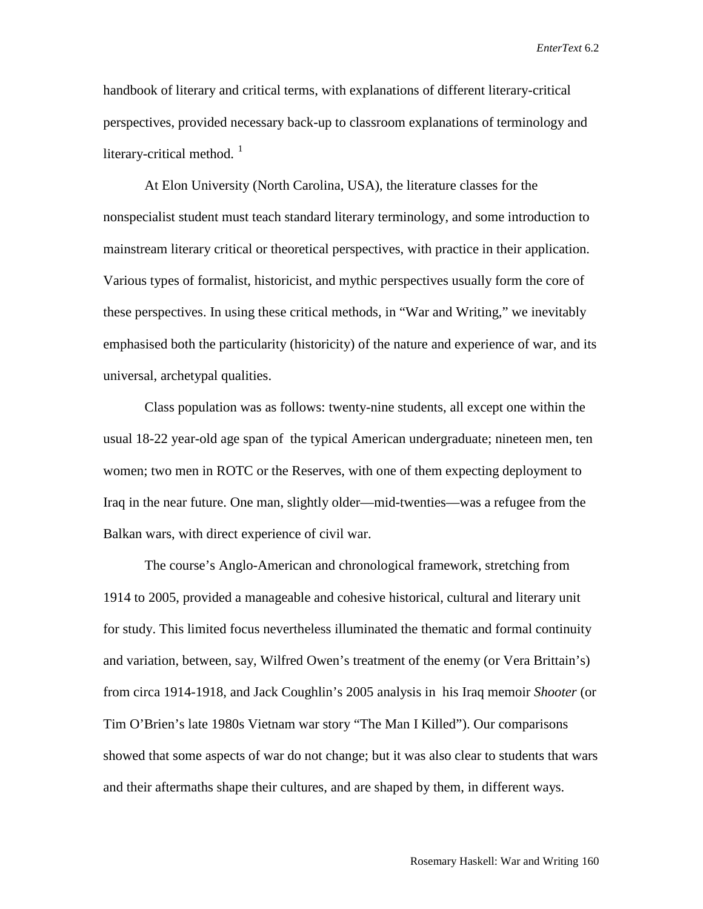handbook of literary and critical terms, with explanations of different literary-critical perspectives, provided necessary back-up to classroom explanations of terminology and literary-critical method. [1]

At Elon University (North Carolina, USA), the literature classes for the nonspecialist student must teach standard literary terminology, and some introduction to mainstream literary critical or theoretical perspectives, with practice in their application. Various types of formalist, historicist, and mythic perspectives usually form the core of these perspectives. In using these critical methods, in "War and Writing," we inevitably emphasised both the particularity (historicity) of the nature and experience of war, and its universal, archetypal qualities.

Class population was as follows: twenty-nine students, all except one within the usual 18-22 year-old age span of the typical American undergraduate; nineteen men, ten women; two men in ROTC or the Reserves, with one of them expecting deployment to Iraq in the near future. One man, slightly older—mid-twenties—was a refugee from the Balkan wars, with direct experience of civil war.

The course's Anglo-American and chronological framework, stretching from 1914 to 2005, provided a manageable and cohesive historical, cultural and literary unit for study. This limited focus nevertheless illuminated the thematic and formal continuity and variation, between, say, Wilfred Owen's treatment of the enemy (or Vera Brittain's) from circa 1914-1918, and Jack Coughlin's 2005 analysis in his Iraq memoir *Shooter* (or Tim O'Brien's late 1980s Vietnam war story "The Man I Killed"). Our comparisons showed that some aspects of war do not change; but it was also clear to students that wars and their aftermaths shape their cultures, and are shaped by them, in different ways.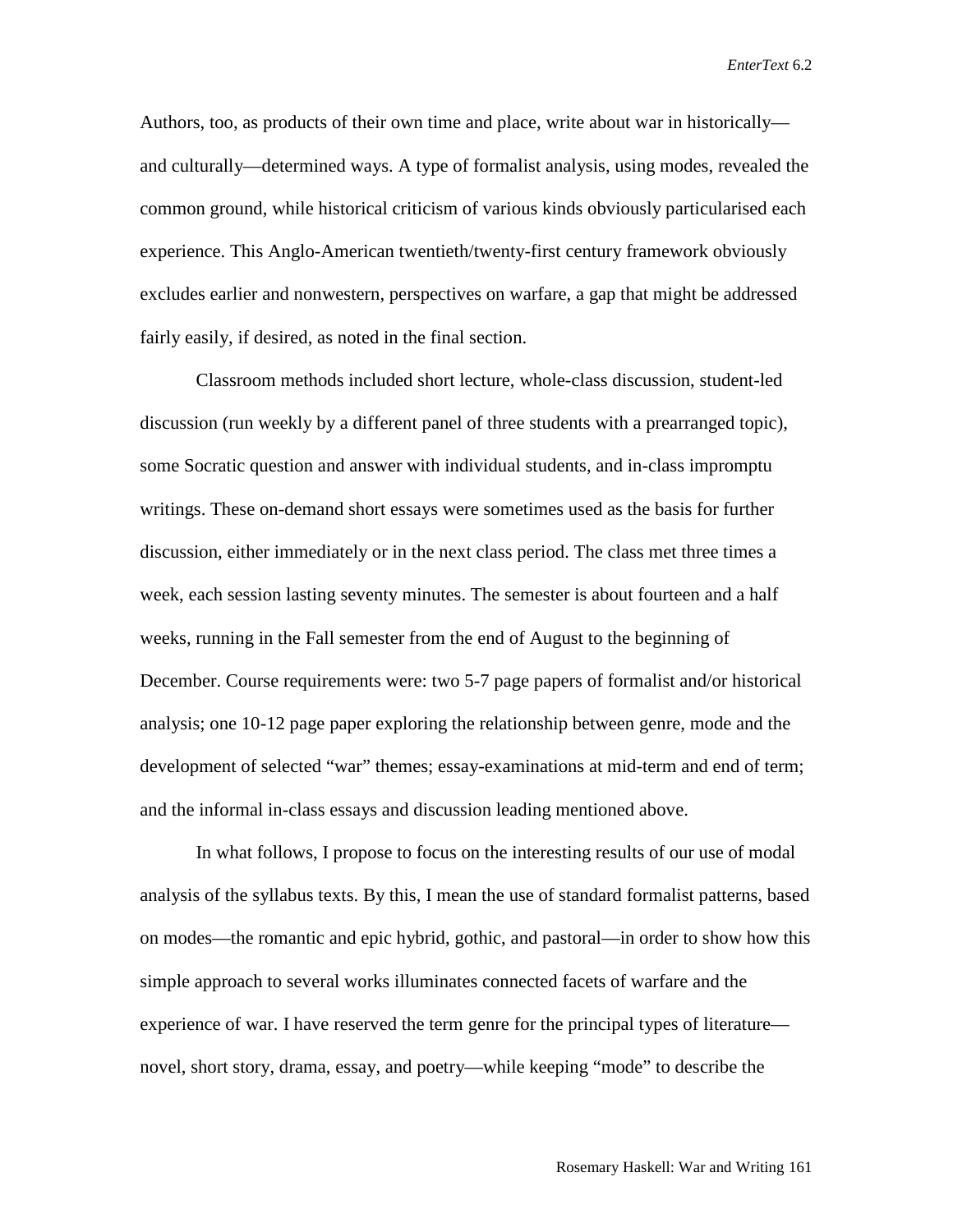Authors, too, as products of their own time and place, write about war in historically—and culturally—determined ways. A type of formalist analysis, using modes, revealed the common ground, while historical criticism of various kinds obviously particularised each experience. This Anglo-American twentieth/twenty-first century framework obviously excludes earlier and nonwestern, perspectives on warfare, a gap that might be addressed fairly easily, if desired, as noted in the final section.

Classroom methods included short lecture, whole-class discussion, student-led discussion (run weekly by a different panel of three students with a prearranged topic), some Socratic question and answer with individual students, and in-class impromptu writings. These on-demand short essays were sometimes used as the basis for further discussion, either immediately or in the next class period. The class met three times a week, each session lasting seventy minutes. The semester is about fourteen and a half weeks, running in the Fall semester from the end of August to the beginning of December. Course requirements were: two 5-7 page papers of formalist and/or historical analysis; one 10-12 page paper exploring the relationship between genre, mode and the development of selected "war" themes; essay-examinations at mid-term and end of term; and the informal in-class essays and discussion leading mentioned above.

In what follows, I propose to focus on the interesting results of our use of modal analysis of the syllabus texts. By this, I mean the use of standard formalist patterns, based on modes—the romantic and epic hybrid, gothic, and pastoral—in order to show how this simple approach to several works illuminates connected facets of warfare and the experience of war. I have reserved the term genre for the principal types of literature—novel, short story, drama, essay, and poetry—while keeping "mode" to describe the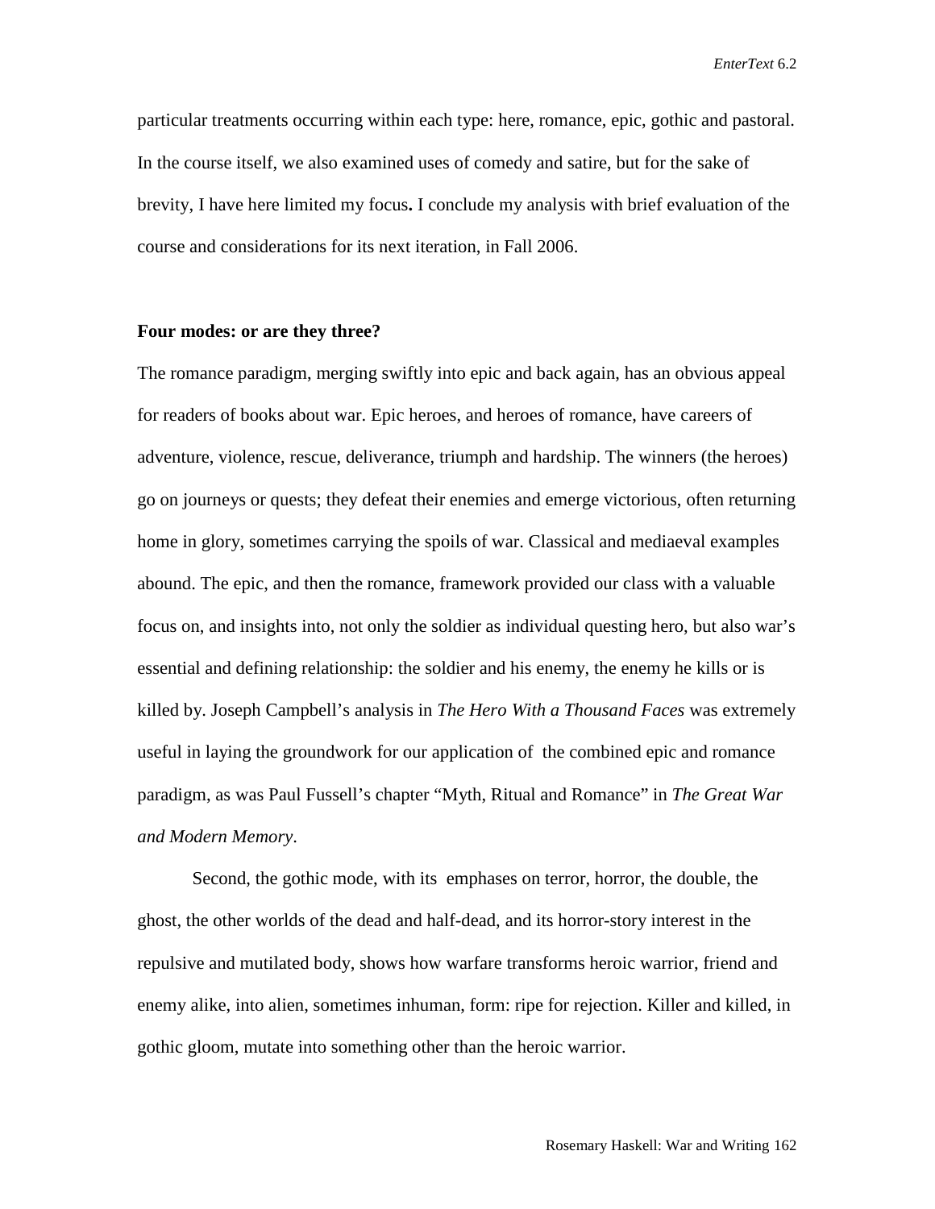particular treatments occurring within each type: here, romance, epic, gothic and pastoral. In the course itself, we also examined uses of comedy and satire, but for the sake of brevity, I have here limited my focus**.** I conclude my analysis with brief evaluation of the course and considerations for its next iteration, in Fall 2006.

**Four modes: or are they three?**

The romance paradigm, merging swiftly into epic and back again, has an obvious appeal for readers of books about war. Epic heroes, and heroes of romance, have careers of adventure, violence, rescue, deliverance, triumph and hardship. The winners (the heroes) go on journeys or quests; they defeat their enemies and emerge victorious, often returning home in glory, sometimes carrying the spoils of war. Classical and mediaeval examples abound. The epic, and then the romance, framework provided our class with a valuable focus on, and insights into, not only the soldier as individual questing hero, but also war's essential and defining relationship: the soldier and his enemy, the enemy he kills or is killed by. Joseph Campbell's analysis in *The Hero With a Thousand Faces* was extremely useful in laying the groundwork for our application of the combined epic and romance paradigm, as was Paul Fussell's chapter "Myth, Ritual and Romance" in *The Great War and Modern Memory*.

Second, the gothic mode, with its emphases on terror, horror, the double, the ghost, the other worlds of the dead and half-dead, and its horror-story interest in the repulsive and mutilated body, shows how warfare transforms heroic warrior, friend and enemy alike, into alien, sometimes inhuman, form: ripe for rejection. Killer and killed, in gothic gloom, mutate into something other than the heroic warrior.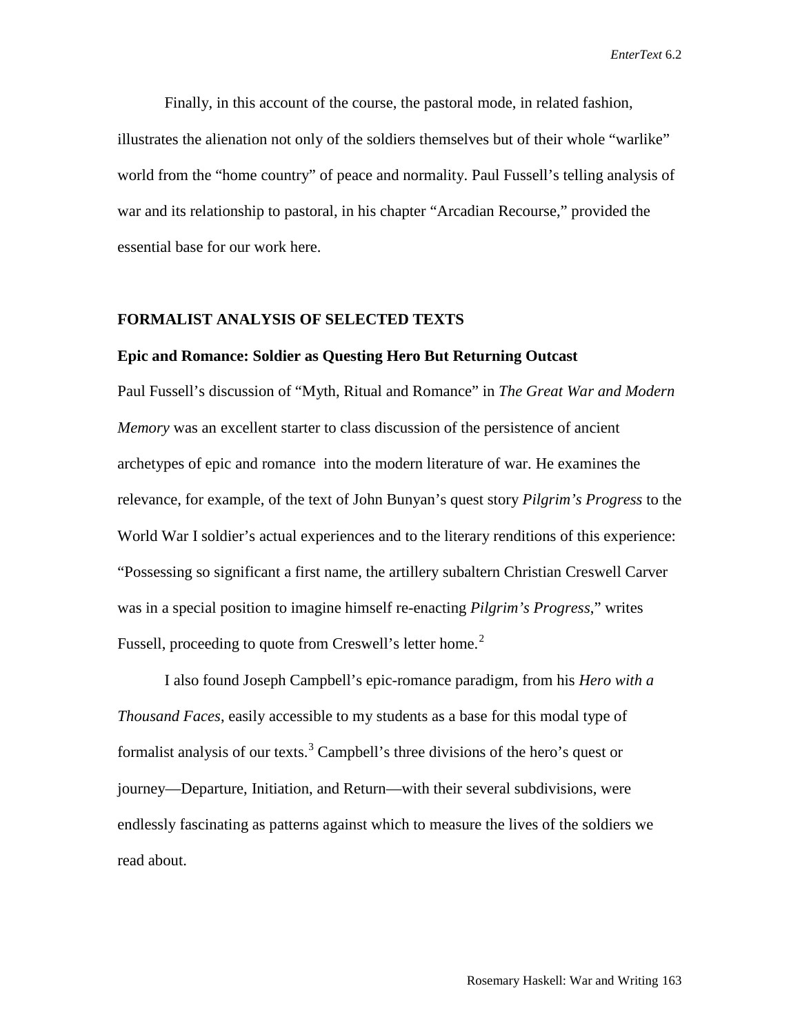Finally, in this account of the course, the pastoral mode, in related fashion, illustrates the alienation not only of the soldiers themselves but of their whole "warlike" world from the "home country" of peace and normality. Paul Fussell's telling analysis of war and its relationship to pastoral, in his chapter "Arcadian Recourse," provided the essential base for our work here.

## FORMALIST ANALYSIS OF SELECTED TEXTS

### Epic and Romance: Soldier as Questing Hero But Returning Outcast

Paul Fussell's discussion of "Myth, Ritual and Romance" in *The Great War and Modern Memory* was an excellent starter to class discussion of the persistence of ancient archetypes of epic and romance into the modern literature of war. He examines the relevance, for example, of the text of John Bunyan's quest story *Pilgrim's Progress* to the World War I soldier's actual experiences and to the literary renditions of this experience: "Possessing so significant a first name, the artillery subaltern Christian Creswell Carver was in a special position to imagine himself re-enacting *Pilgrim's Progress*," writes Fussell, proceeding to quote from Creswell's letter home.[2]

I also found Joseph Campbell's epic-romance paradigm, from his *Hero with a Thousand Faces*, easily accessible to my students as a base for this modal type of formalist analysis of our texts.[3] Campbell's three divisions of the hero's quest or journey—Departure, Initiation, and Return—with their several subdivisions, were endlessly fascinating as patterns against which to measure the lives of the soldiers we read about.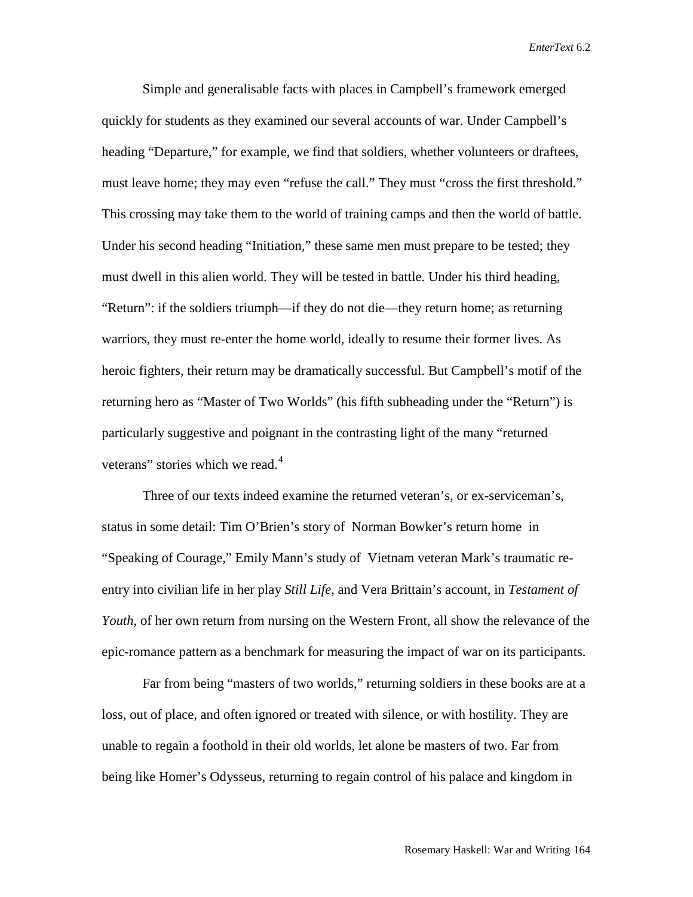Simple and generalisable facts with places in Campbell's framework emerged quickly for students as they examined our several accounts of war. Under Campbell's heading "Departure," for example, we find that soldiers, whether volunteers or draftees, must leave home; they may even "refuse the call." They must "cross the first threshold." This crossing may take them to the world of training camps and then the world of battle. Under his second heading "Initiation," these same men must prepare to be tested; they must dwell in this alien world. They will be tested in battle. Under his third heading, "Return": if the soldiers triumph—if they do not die—they return home; as returning warriors, they must re-enter the home world, ideally to resume their former lives. As heroic fighters, their return may be dramatically successful. But Campbell's motif of the returning hero as "Master of Two Worlds" (his fifth subheading under the "Return") is particularly suggestive and poignant in the contrasting light of the many "returned veterans" stories which we read.[4]

Three of our texts indeed examine the returned veteran's, or ex-serviceman's, status in some detail: Tim O'Brien's story of Norman Bowker's return home in "Speaking of Courage," Emily Mann's study of Vietnam veteran Mark's traumatic re-entry into civilian life in her play *Still Life*, and Vera Brittain's account, in *Testament of Youth*, of her own return from nursing on the Western Front, all show the relevance of the epic-romance pattern as a benchmark for measuring the impact of war on its participants.

Far from being "masters of two worlds," returning soldiers in these books are at a loss, out of place, and often ignored or treated with silence, or with hostility. They are unable to regain a foothold in their old worlds, let alone be masters of two. Far from being like Homer's Odysseus, returning to regain control of his palace and kingdom in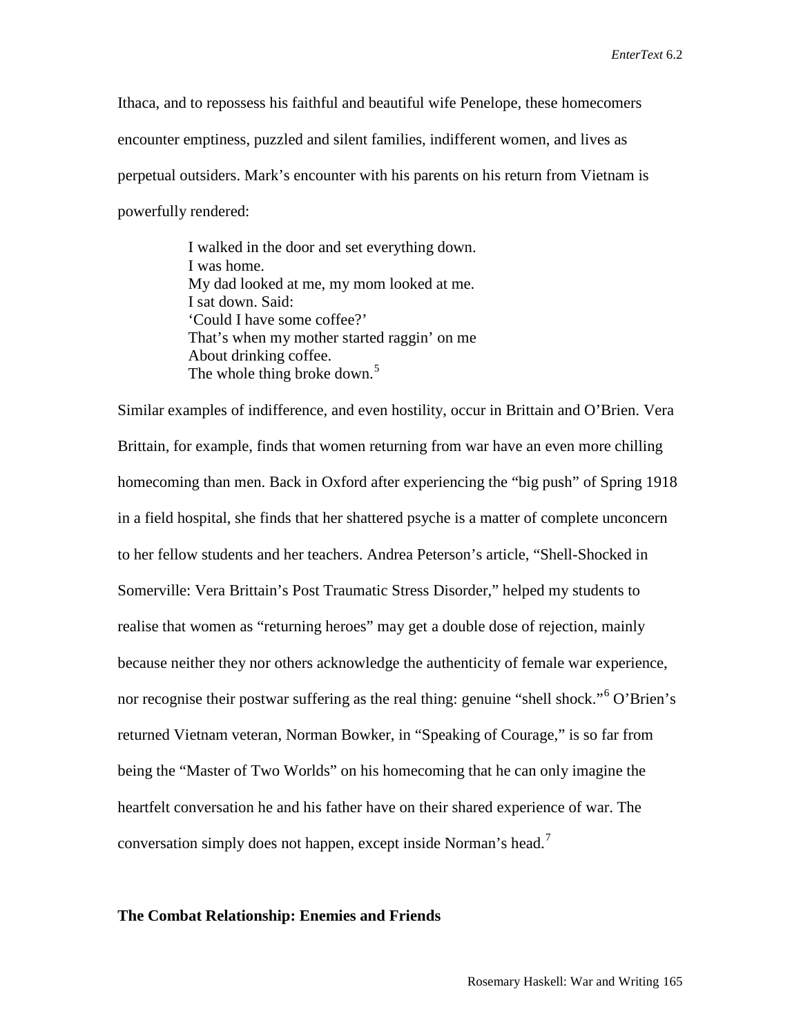Ithaca, and to repossess his faithful and beautiful wife Penelope, these homecomers encounter emptiness, puzzled and silent families, indifferent women, and lives as perpetual outsiders. Mark's encounter with his parents on his return from Vietnam is powerfully rendered:

> I walked in the door and set everything down.
> I was home.
> My dad looked at me, my mom looked at me.
> I sat down. Said:
> 'Could I have some coffee?'
> That's when my mother started raggin' on me
> About drinking coffee.
> The whole thing broke down.[5]

Similar examples of indifference, and even hostility, occur in Brittain and O'Brien. Vera Brittain, for example, finds that women returning from war have an even more chilling homecoming than men. Back in Oxford after experiencing the "big push" of Spring 1918 in a field hospital, she finds that her shattered psyche is a matter of complete unconcern to her fellow students and her teachers. Andrea Peterson's article, "Shell-Shocked in Somerville: Vera Brittain's Post Traumatic Stress Disorder," helped my students to realise that women as "returning heroes" may get a double dose of rejection, mainly because neither they nor others acknowledge the authenticity of female war experience, nor recognise their postwar suffering as the real thing: genuine "shell shock."[6] O'Brien's returned Vietnam veteran, Norman Bowker, in "Speaking of Courage," is so far from being the "Master of Two Worlds" on his homecoming that he can only imagine the heartfelt conversation he and his father have on their shared experience of war. The conversation simply does not happen, except inside Norman's head.[7]

## The Combat Relationship: Enemies and Friends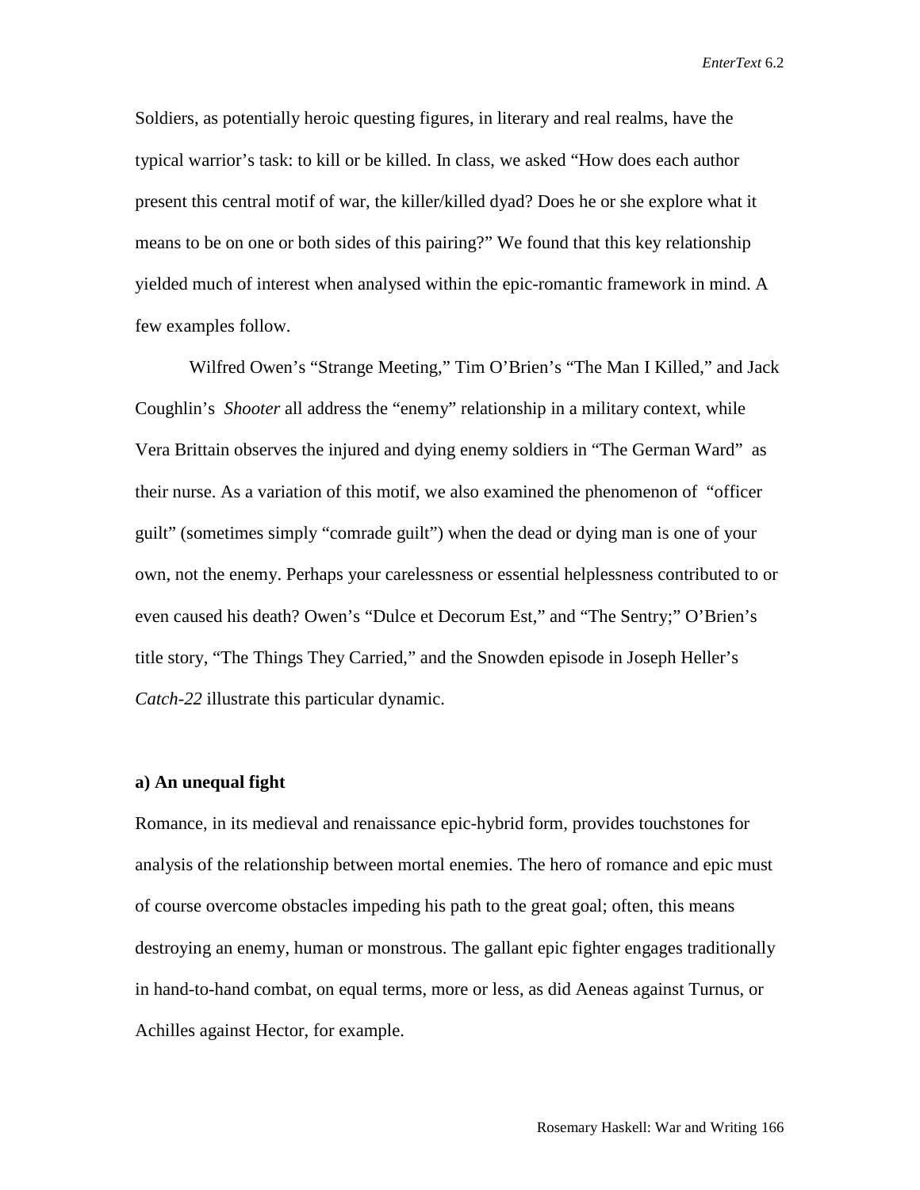Soldiers, as potentially heroic questing figures, in literary and real realms, have the typical warrior's task: to kill or be killed. In class, we asked "How does each author present this central motif of war, the killer/killed dyad? Does he or she explore what it means to be on one or both sides of this pairing?" We found that this key relationship yielded much of interest when analysed within the epic-romantic framework in mind. A few examples follow.

Wilfred Owen's "Strange Meeting," Tim O'Brien's "The Man I Killed," and Jack Coughlin's *Shooter* all address the "enemy" relationship in a military context, while Vera Brittain observes the injured and dying enemy soldiers in "The German Ward" as their nurse. As a variation of this motif, we also examined the phenomenon of "officer guilt" (sometimes simply "comrade guilt") when the dead or dying man is one of your own, not the enemy. Perhaps your carelessness or essential helplessness contributed to or even caused his death? Owen's "Dulce et Decorum Est," and "The Sentry;" O'Brien's title story, "The Things They Carried," and the Snowden episode in Joseph Heller's *Catch-22* illustrate this particular dynamic.

**a) An unequal fight**

Romance, in its medieval and renaissance epic-hybrid form, provides touchstones for analysis of the relationship between mortal enemies. The hero of romance and epic must of course overcome obstacles impeding his path to the great goal; often, this means destroying an enemy, human or monstrous. The gallant epic fighter engages traditionally in hand-to-hand combat, on equal terms, more or less, as did Aeneas against Turnus, or Achilles against Hector, for example.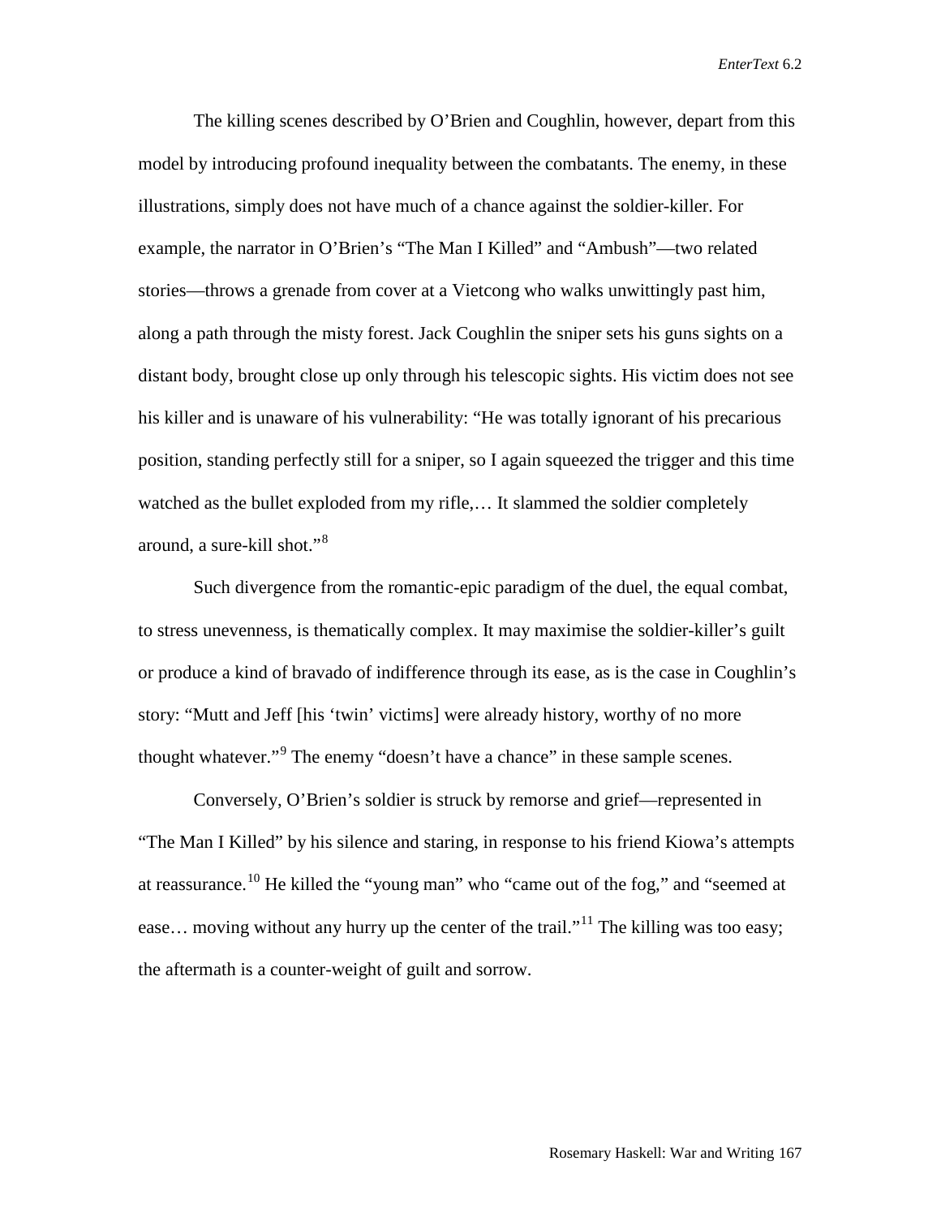The killing scenes described by O'Brien and Coughlin, however, depart from this model by introducing profound inequality between the combatants. The enemy, in these illustrations, simply does not have much of a chance against the soldier-killer. For example, the narrator in O'Brien's "The Man I Killed" and "Ambush"—two related stories—throws a grenade from cover at a Vietcong who walks unwittingly past him, along a path through the misty forest. Jack Coughlin the sniper sets his guns sights on a distant body, brought close up only through his telescopic sights. His victim does not see his killer and is unaware of his vulnerability: "He was totally ignorant of his precarious position, standing perfectly still for a sniper, so I again squeezed the trigger and this time watched as the bullet exploded from my rifle,… It slammed the soldier completely around, a sure-kill shot."[8]

Such divergence from the romantic-epic paradigm of the duel, the equal combat, to stress unevenness, is thematically complex. It may maximise the soldier-killer's guilt or produce a kind of bravado of indifference through its ease, as is the case in Coughlin's story: "Mutt and Jeff [his 'twin' victims] were already history, worthy of no more thought whatever."[9] The enemy "doesn't have a chance" in these sample scenes.

Conversely, O'Brien's soldier is struck by remorse and grief—represented in "The Man I Killed" by his silence and staring, in response to his friend Kiowa's attempts at reassurance.[10] He killed the "young man" who "came out of the fog," and "seemed at ease… moving without any hurry up the center of the trail."[11] The killing was too easy; the aftermath is a counter-weight of guilt and sorrow.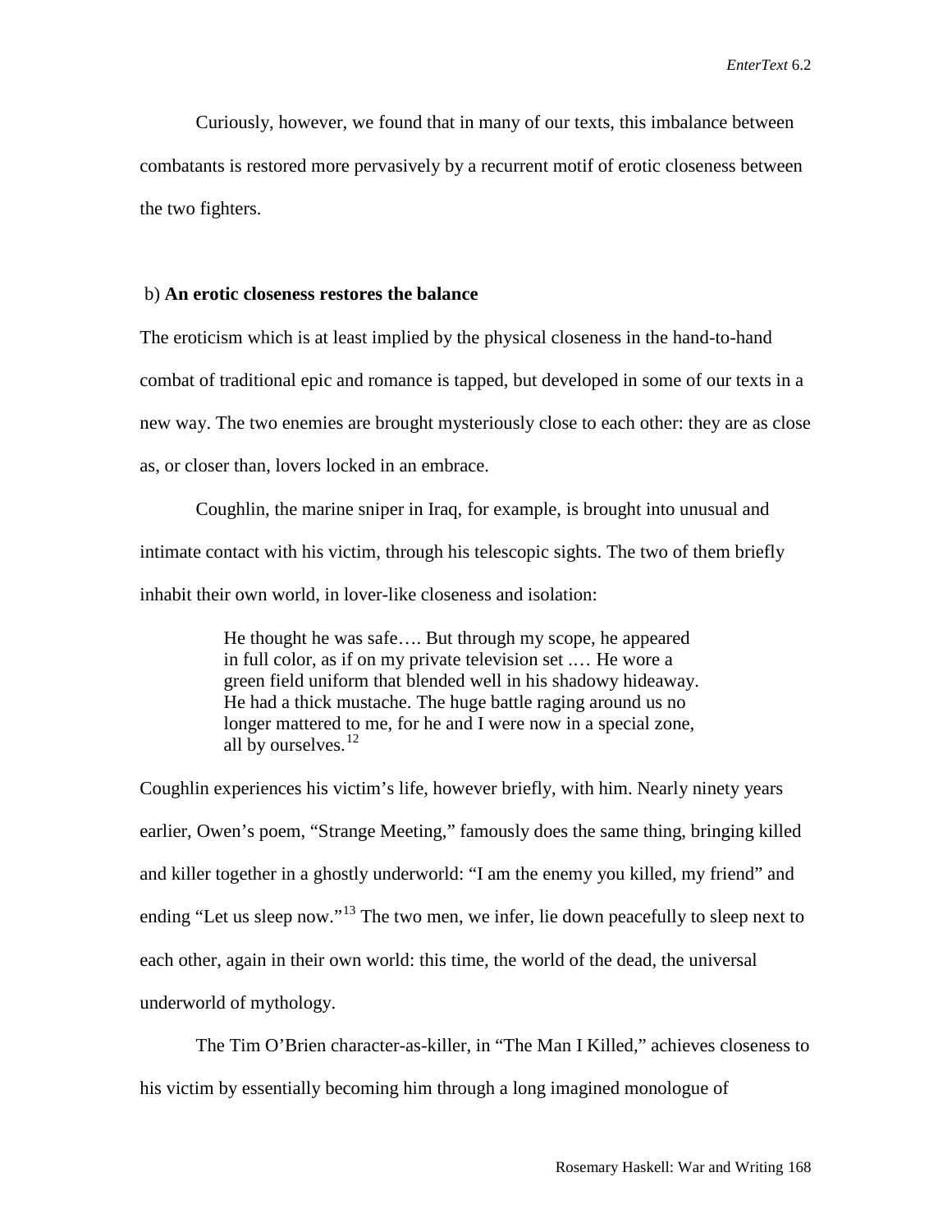Curiously, however, we found that in many of our texts, this imbalance between combatants is restored more pervasively by a recurrent motif of erotic closeness between the two fighters.

b) **An erotic closeness restores the balance**

The eroticism which is at least implied by the physical closeness in the hand-to-hand combat of traditional epic and romance is tapped, but developed in some of our texts in a new way. The two enemies are brought mysteriously close to each other: they are as close as, or closer than, lovers locked in an embrace.

Coughlin, the marine sniper in Iraq, for example, is brought into unusual and intimate contact with his victim, through his telescopic sights. The two of them briefly inhabit their own world, in lover-like closeness and isolation:

> He thought he was safe…. But through my scope, he appeared in full color, as if on my private television set .… He wore a green field uniform that blended well in his shadowy hideaway. He had a thick mustache. The huge battle raging around us no longer mattered to me, for he and I were now in a special zone, all by ourselves.[12]

Coughlin experiences his victim's life, however briefly, with him. Nearly ninety years earlier, Owen's poem, "Strange Meeting," famously does the same thing, bringing killed and killer together in a ghostly underworld: "I am the enemy you killed, my friend" and ending "Let us sleep now."[13] The two men, we infer, lie down peacefully to sleep next to each other, again in their own world: this time, the world of the dead, the universal underworld of mythology.

The Tim O'Brien character-as-killer, in "The Man I Killed," achieves closeness to his victim by essentially becoming him through a long imagined monologue of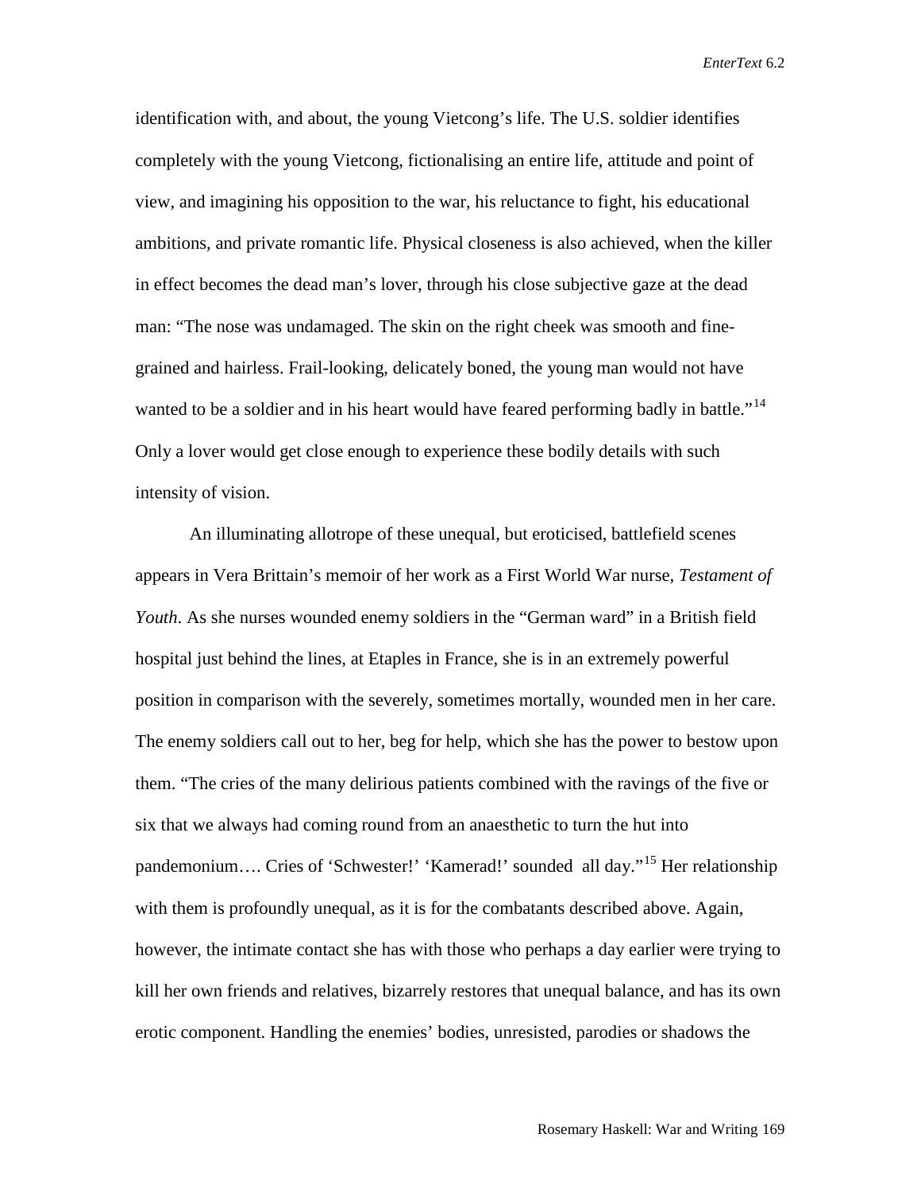identification with, and about, the young Vietcong's life. The U.S. soldier identifies completely with the young Vietcong, fictionalising an entire life, attitude and point of view, and imagining his opposition to the war, his reluctance to fight, his educational ambitions, and private romantic life. Physical closeness is also achieved, when the killer in effect becomes the dead man's lover, through his close subjective gaze at the dead man: "The nose was undamaged. The skin on the right cheek was smooth and fine-grained and hairless. Frail-looking, delicately boned, the young man would not have wanted to be a soldier and in his heart would have feared performing badly in battle."[14] Only a lover would get close enough to experience these bodily details with such intensity of vision.

An illuminating allotrope of these unequal, but eroticised, battlefield scenes appears in Vera Brittain's memoir of her work as a First World War nurse, *Testament of Youth*. As she nurses wounded enemy soldiers in the "German ward" in a British field hospital just behind the lines, at Etaples in France, she is in an extremely powerful position in comparison with the severely, sometimes mortally, wounded men in her care. The enemy soldiers call out to her, beg for help, which she has the power to bestow upon them. "The cries of the many delirious patients combined with the ravings of the five or six that we always had coming round from an anaesthetic to turn the hut into pandemonium…. Cries of 'Schwester!' 'Kamerad!' sounded all day."[15] Her relationship with them is profoundly unequal, as it is for the combatants described above. Again, however, the intimate contact she has with those who perhaps a day earlier were trying to kill her own friends and relatives, bizarrely restores that unequal balance, and has its own erotic component. Handling the enemies' bodies, unresisted, parodies or shadows the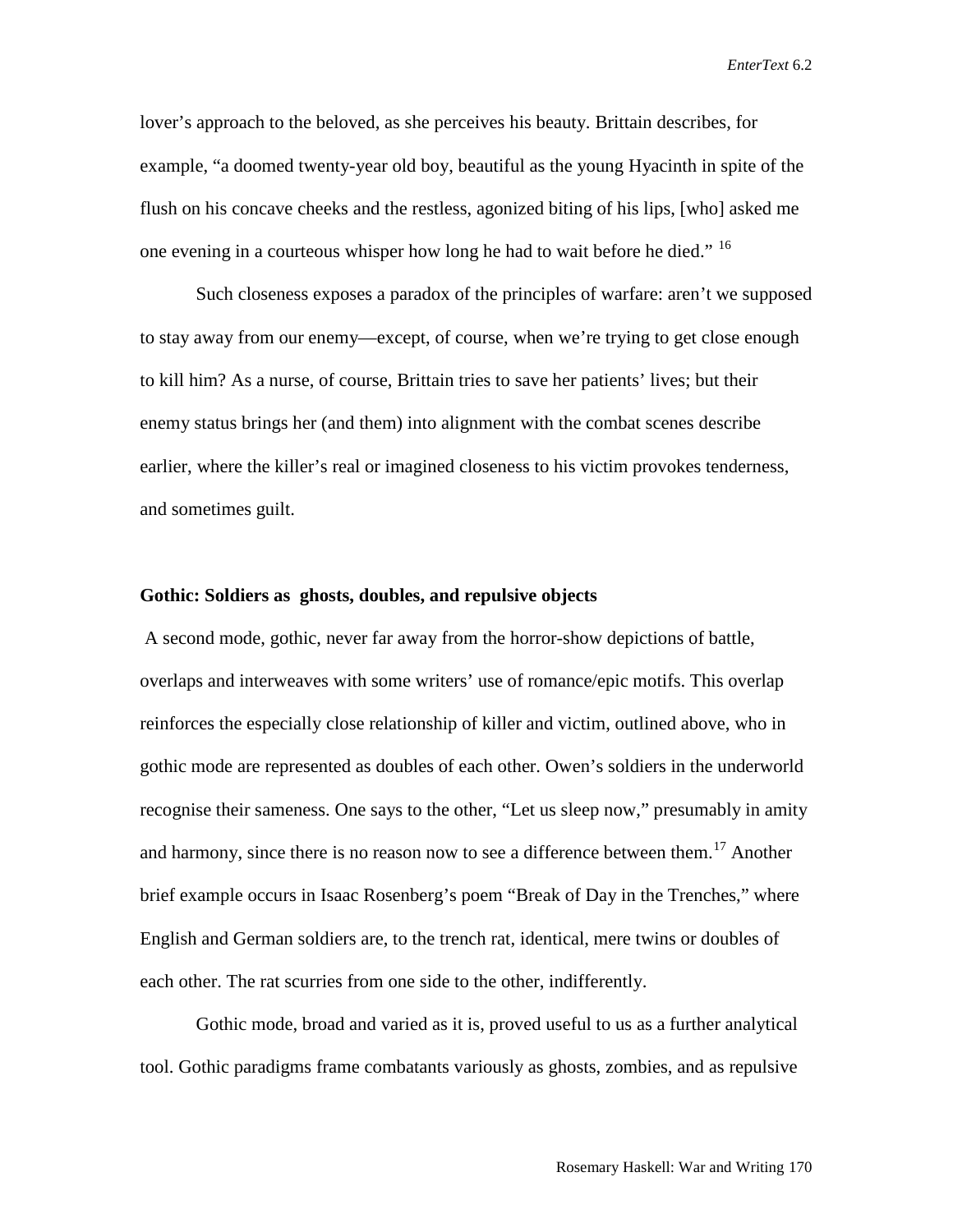lover's approach to the beloved, as she perceives his beauty. Brittain describes, for example, "a doomed twenty-year old boy, beautiful as the young Hyacinth in spite of the flush on his concave cheeks and the restless, agonized biting of his lips, [who] asked me one evening in a courteous whisper how long he had to wait before he died." [16]

Such closeness exposes a paradox of the principles of warfare: aren't we supposed to stay away from our enemy—except, of course, when we're trying to get close enough to kill him? As a nurse, of course, Brittain tries to save her patients' lives; but their enemy status brings her (and them) into alignment with the combat scenes describe earlier, where the killer's real or imagined closeness to his victim provokes tenderness, and sometimes guilt.

### Gothic: Soldiers as ghosts, doubles, and repulsive objects

A second mode, gothic, never far away from the horror-show depictions of battle, overlaps and interweaves with some writers' use of romance/epic motifs. This overlap reinforces the especially close relationship of killer and victim, outlined above, who in gothic mode are represented as doubles of each other. Owen's soldiers in the underworld recognise their sameness. One says to the other, "Let us sleep now," presumably in amity and harmony, since there is no reason now to see a difference between them.[17] Another brief example occurs in Isaac Rosenberg's poem "Break of Day in the Trenches," where English and German soldiers are, to the trench rat, identical, mere twins or doubles of each other. The rat scurries from one side to the other, indifferently.

Gothic mode, broad and varied as it is, proved useful to us as a further analytical tool. Gothic paradigms frame combatants variously as ghosts, zombies, and as repulsive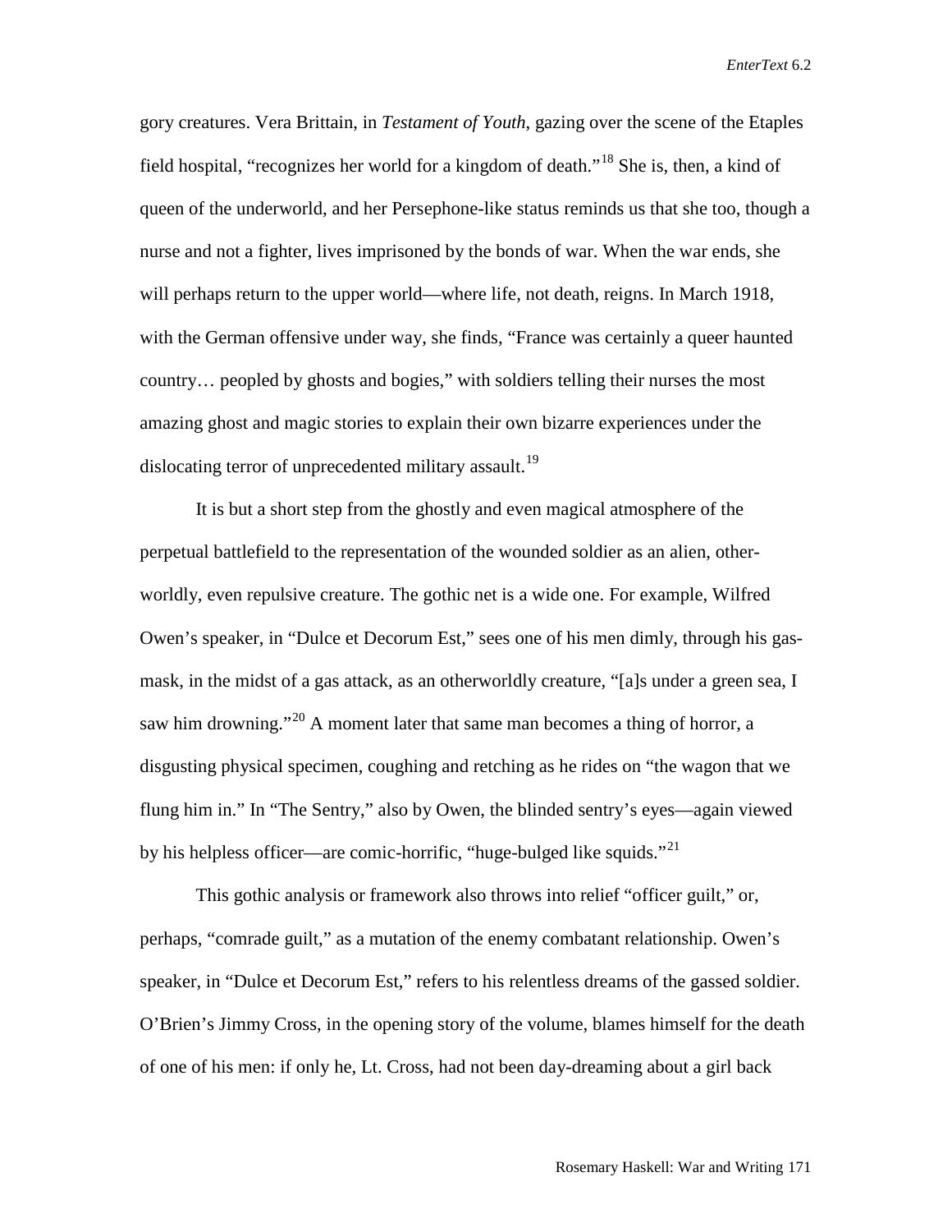gory creatures. Vera Brittain, in *Testament of Youth*, gazing over the scene of the Etaples field hospital, "recognizes her world for a kingdom of death."[18] She is, then, a kind of queen of the underworld, and her Persephone-like status reminds us that she too, though a nurse and not a fighter, lives imprisoned by the bonds of war. When the war ends, she will perhaps return to the upper world—where life, not death, reigns. In March 1918, with the German offensive under way, she finds, "France was certainly a queer haunted country… peopled by ghosts and bogies," with soldiers telling their nurses the most amazing ghost and magic stories to explain their own bizarre experiences under the dislocating terror of unprecedented military assault.[19]

It is but a short step from the ghostly and even magical atmosphere of the perpetual battlefield to the representation of the wounded soldier as an alien, other-worldly, even repulsive creature. The gothic net is a wide one. For example, Wilfred Owen's speaker, in "Dulce et Decorum Est," sees one of his men dimly, through his gas-mask, in the midst of a gas attack, as an otherworldly creature, "[a]s under a green sea, I saw him drowning."[20] A moment later that same man becomes a thing of horror, a disgusting physical specimen, coughing and retching as he rides on "the wagon that we flung him in." In "The Sentry," also by Owen, the blinded sentry's eyes—again viewed by his helpless officer—are comic-horrific, "huge-bulged like squids."[21]

This gothic analysis or framework also throws into relief "officer guilt," or, perhaps, "comrade guilt," as a mutation of the enemy combatant relationship. Owen's speaker, in "Dulce et Decorum Est," refers to his relentless dreams of the gassed soldier. O'Brien's Jimmy Cross, in the opening story of the volume, blames himself for the death of one of his men: if only he, Lt. Cross, had not been day-dreaming about a girl back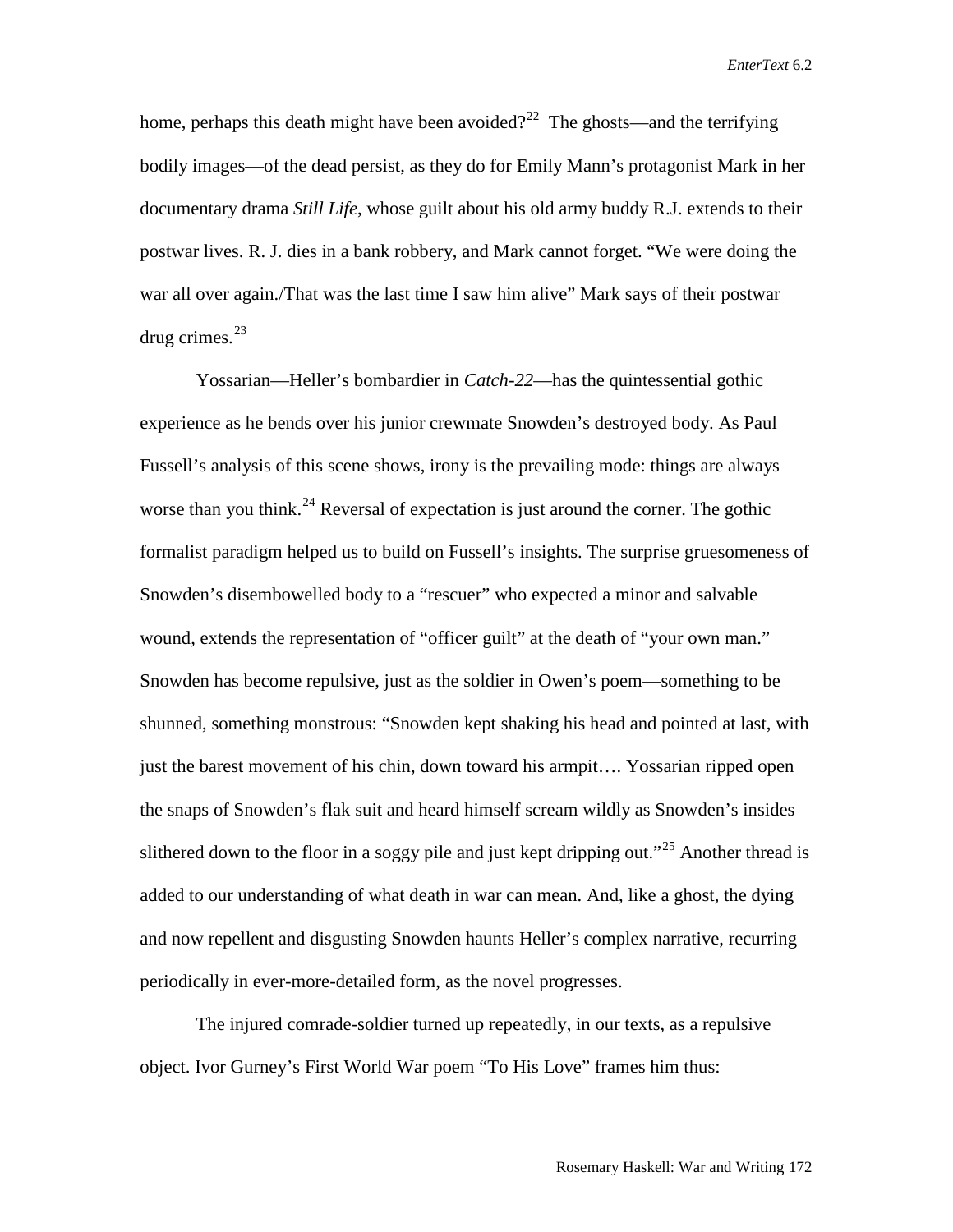home, perhaps this death might have been avoided?[22] The ghosts—and the terrifying bodily images—of the dead persist, as they do for Emily Mann's protagonist Mark in her documentary drama *Still Life*, whose guilt about his old army buddy R.J. extends to their postwar lives. R. J. dies in a bank robbery, and Mark cannot forget. "We were doing the war all over again./That was the last time I saw him alive" Mark says of their postwar drug crimes.[23]

Yossarian—Heller's bombardier in *Catch-22*—has the quintessential gothic experience as he bends over his junior crewmate Snowden's destroyed body. As Paul Fussell's analysis of this scene shows, irony is the prevailing mode: things are always worse than you think.[24] Reversal of expectation is just around the corner. The gothic formalist paradigm helped us to build on Fussell's insights. The surprise gruesomeness of Snowden's disembowelled body to a "rescuer" who expected a minor and salvable wound, extends the representation of "officer guilt" at the death of "your own man." Snowden has become repulsive, just as the soldier in Owen's poem—something to be shunned, something monstrous: "Snowden kept shaking his head and pointed at last, with just the barest movement of his chin, down toward his armpit…. Yossarian ripped open the snaps of Snowden's flak suit and heard himself scream wildly as Snowden's insides slithered down to the floor in a soggy pile and just kept dripping out."[25] Another thread is added to our understanding of what death in war can mean. And, like a ghost, the dying and now repellent and disgusting Snowden haunts Heller's complex narrative, recurring periodically in ever-more-detailed form, as the novel progresses.

The injured comrade-soldier turned up repeatedly, in our texts, as a repulsive object. Ivor Gurney's First World War poem "To His Love" frames him thus: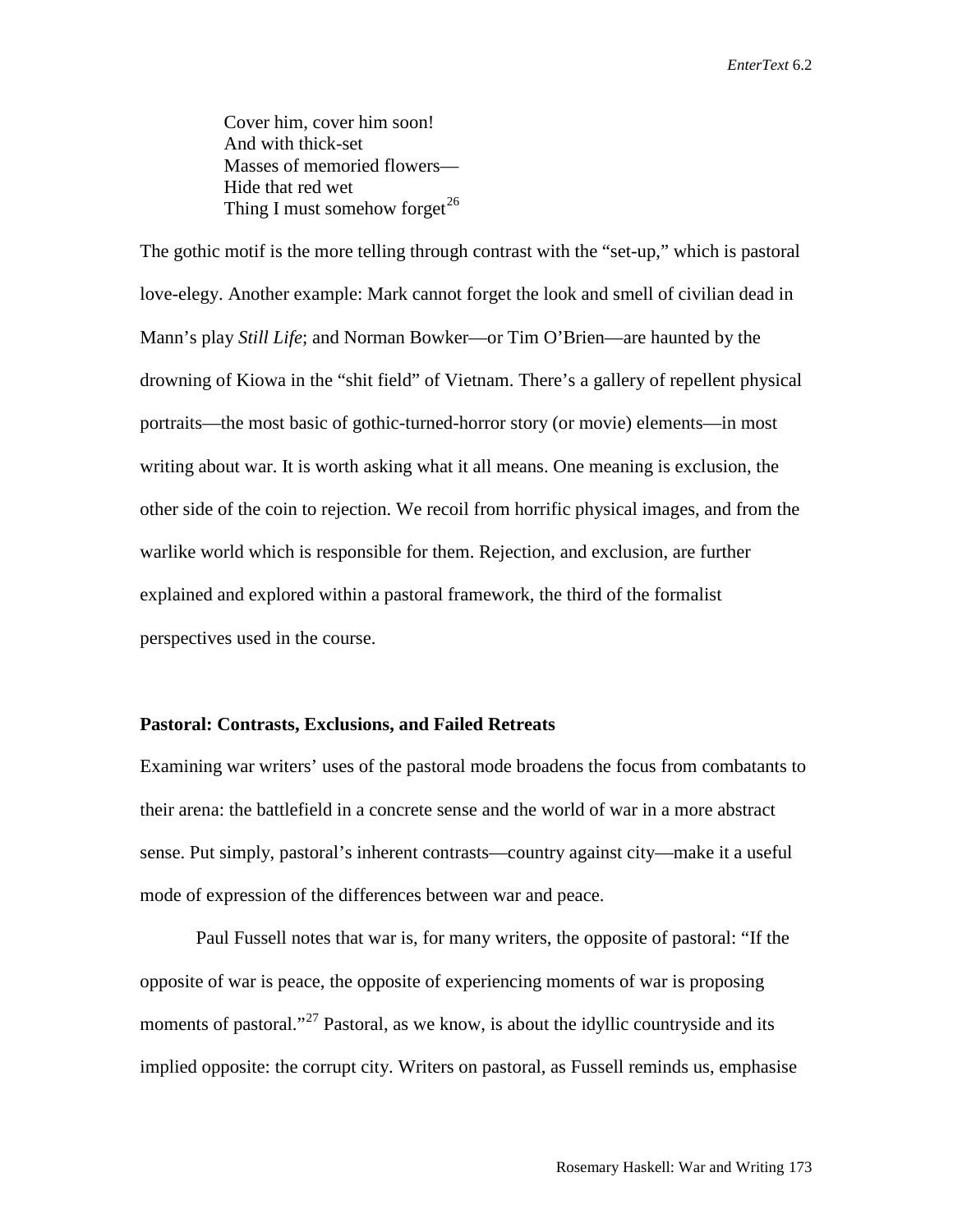Cover him, cover him soon!  
And with thick-set  
Masses of memoried flowers—  
Hide that red wet  
Thing I must somehow forget[26]

The gothic motif is the more telling through contrast with the "set-up," which is pastoral love-elegy. Another example: Mark cannot forget the look and smell of civilian dead in Mann's play *Still Life*; and Norman Bowker—or Tim O'Brien—are haunted by the drowning of Kiowa in the "shit field" of Vietnam. There's a gallery of repellent physical portraits—the most basic of gothic-turned-horror story (or movie) elements—in most writing about war. It is worth asking what it all means. One meaning is exclusion, the other side of the coin to rejection. We recoil from horrific physical images, and from the warlike world which is responsible for them. Rejection, and exclusion, are further explained and explored within a pastoral framework, the third of the formalist perspectives used in the course.

### Pastoral: Contrasts, Exclusions, and Failed Retreats

Examining war writers' uses of the pastoral mode broadens the focus from combatants to their arena: the battlefield in a concrete sense and the world of war in a more abstract sense. Put simply, pastoral's inherent contrasts—country against city—make it a useful mode of expression of the differences between war and peace.

Paul Fussell notes that war is, for many writers, the opposite of pastoral: "If the opposite of war is peace, the opposite of experiencing moments of war is proposing moments of pastoral."[27] Pastoral, as we know, is about the idyllic countryside and its implied opposite: the corrupt city. Writers on pastoral, as Fussell reminds us, emphasise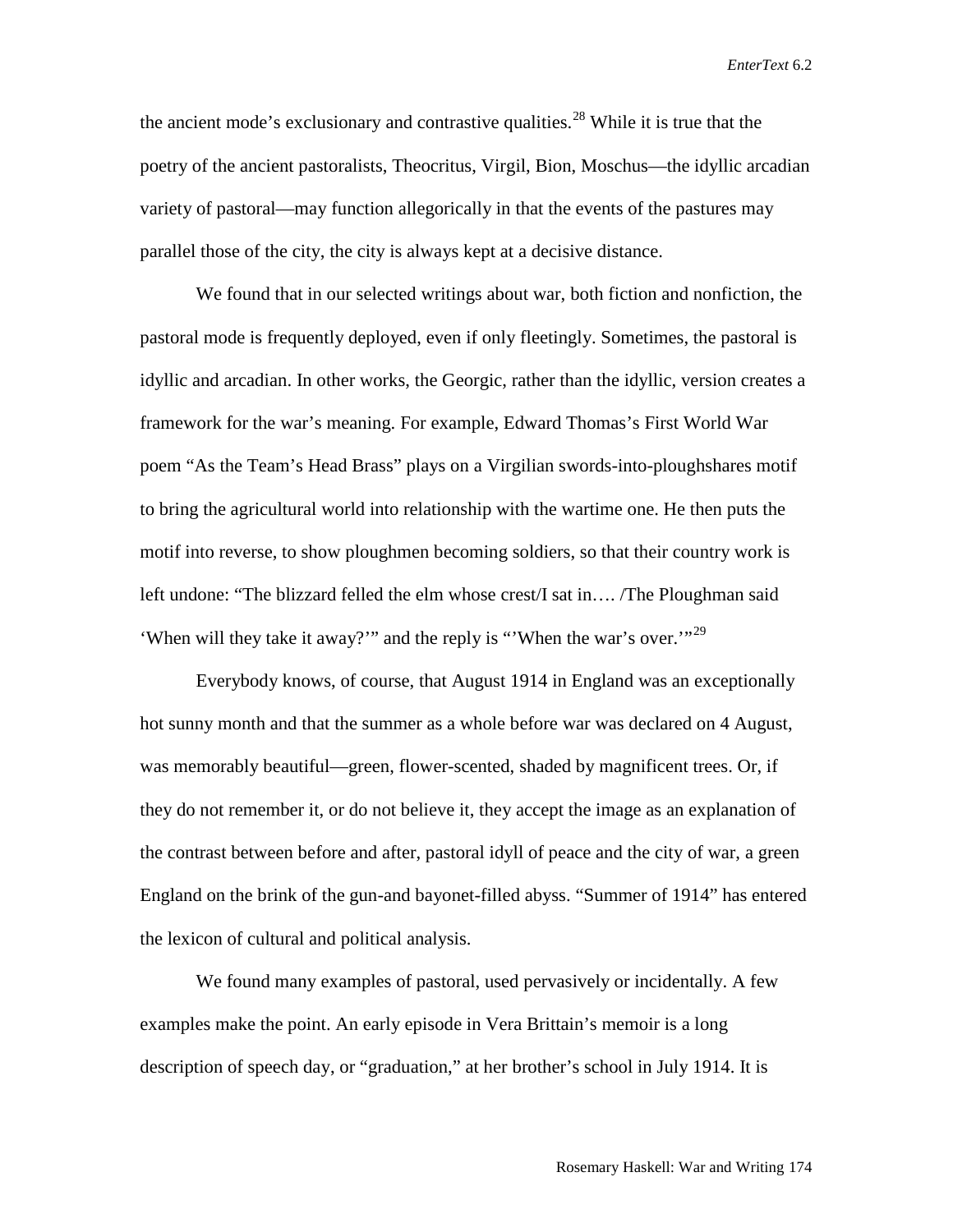the ancient mode's exclusionary and contrastive qualities.[28] While it is true that the poetry of the ancient pastoralists, Theocritus, Virgil, Bion, Moschus—the idyllic arcadian variety of pastoral—may function allegorically in that the events of the pastures may parallel those of the city, the city is always kept at a decisive distance.

We found that in our selected writings about war, both fiction and nonfiction, the pastoral mode is frequently deployed, even if only fleetingly. Sometimes, the pastoral is idyllic and arcadian. In other works, the Georgic, rather than the idyllic, version creates a framework for the war's meaning. For example, Edward Thomas's First World War poem "As the Team's Head Brass" plays on a Virgilian swords-into-ploughshares motif to bring the agricultural world into relationship with the wartime one. He then puts the motif into reverse, to show ploughmen becoming soldiers, so that their country work is left undone: "The blizzard felled the elm whose crest/I sat in…. /The Ploughman said 'When will they take it away?'" and the reply is "'When the war's over.'"[29]

Everybody knows, of course, that August 1914 in England was an exceptionally hot sunny month and that the summer as a whole before war was declared on 4 August, was memorably beautiful—green, flower-scented, shaded by magnificent trees. Or, if they do not remember it, or do not believe it, they accept the image as an explanation of the contrast between before and after, pastoral idyll of peace and the city of war, a green England on the brink of the gun-and bayonet-filled abyss. "Summer of 1914" has entered the lexicon of cultural and political analysis.

We found many examples of pastoral, used pervasively or incidentally. A few examples make the point. An early episode in Vera Brittain's memoir is a long description of speech day, or "graduation," at her brother's school in July 1914. It is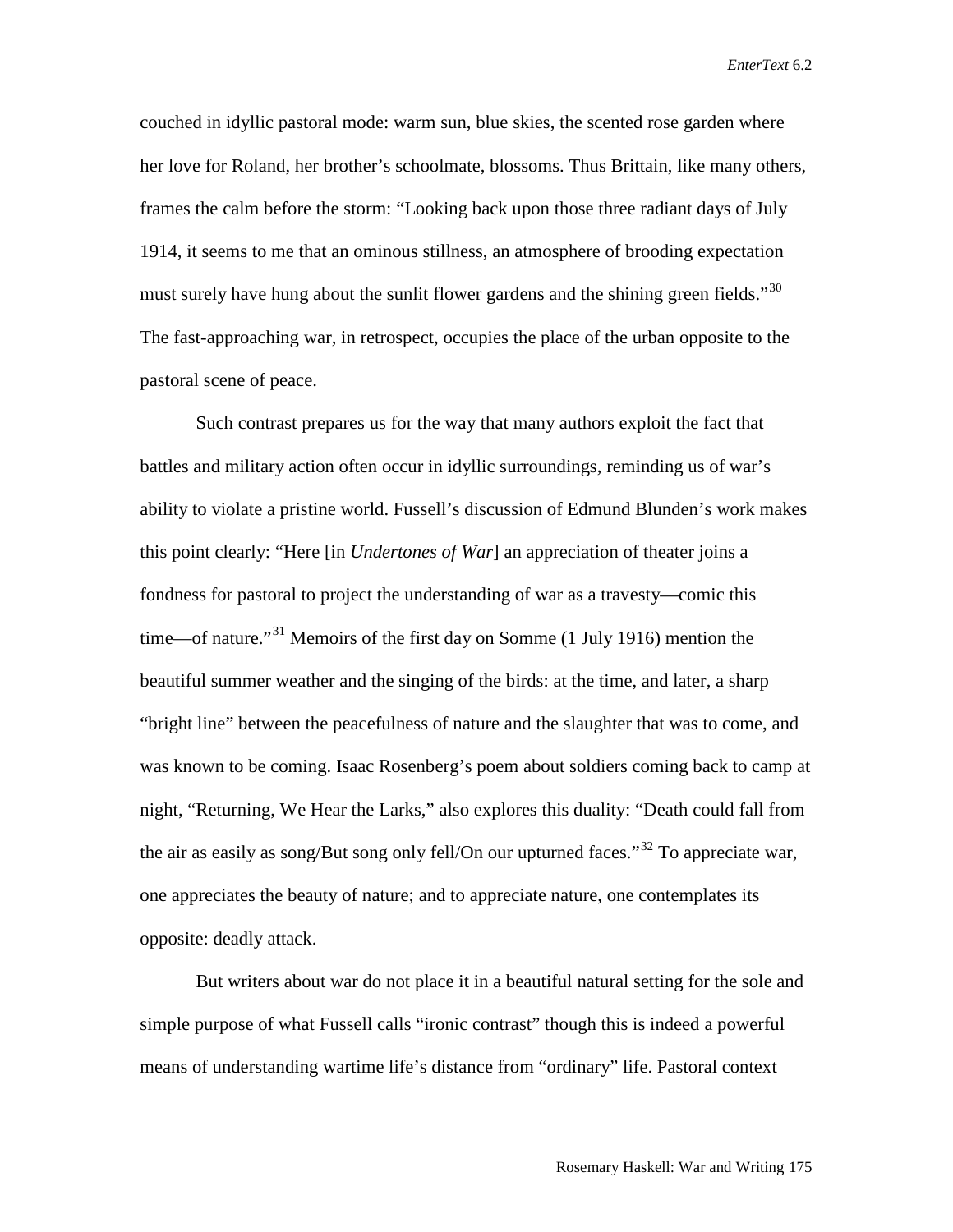couched in idyllic pastoral mode: warm sun, blue skies, the scented rose garden where her love for Roland, her brother's schoolmate, blossoms. Thus Brittain, like many others, frames the calm before the storm: "Looking back upon those three radiant days of July 1914, it seems to me that an ominous stillness, an atmosphere of brooding expectation must surely have hung about the sunlit flower gardens and the shining green fields."[30] The fast-approaching war, in retrospect, occupies the place of the urban opposite to the pastoral scene of peace.

Such contrast prepares us for the way that many authors exploit the fact that battles and military action often occur in idyllic surroundings, reminding us of war's ability to violate a pristine world. Fussell's discussion of Edmund Blunden's work makes this point clearly: "Here [in *Undertones of War*] an appreciation of theater joins a fondness for pastoral to project the understanding of war as a travesty—comic this time—of nature."[31] Memoirs of the first day on Somme (1 July 1916) mention the beautiful summer weather and the singing of the birds: at the time, and later, a sharp "bright line" between the peacefulness of nature and the slaughter that was to come, and was known to be coming. Isaac Rosenberg's poem about soldiers coming back to camp at night, "Returning, We Hear the Larks," also explores this duality: "Death could fall from the air as easily as song/But song only fell/On our upturned faces."[32] To appreciate war, one appreciates the beauty of nature; and to appreciate nature, one contemplates its opposite: deadly attack.

But writers about war do not place it in a beautiful natural setting for the sole and simple purpose of what Fussell calls "ironic contrast" though this is indeed a powerful means of understanding wartime life's distance from "ordinary" life. Pastoral context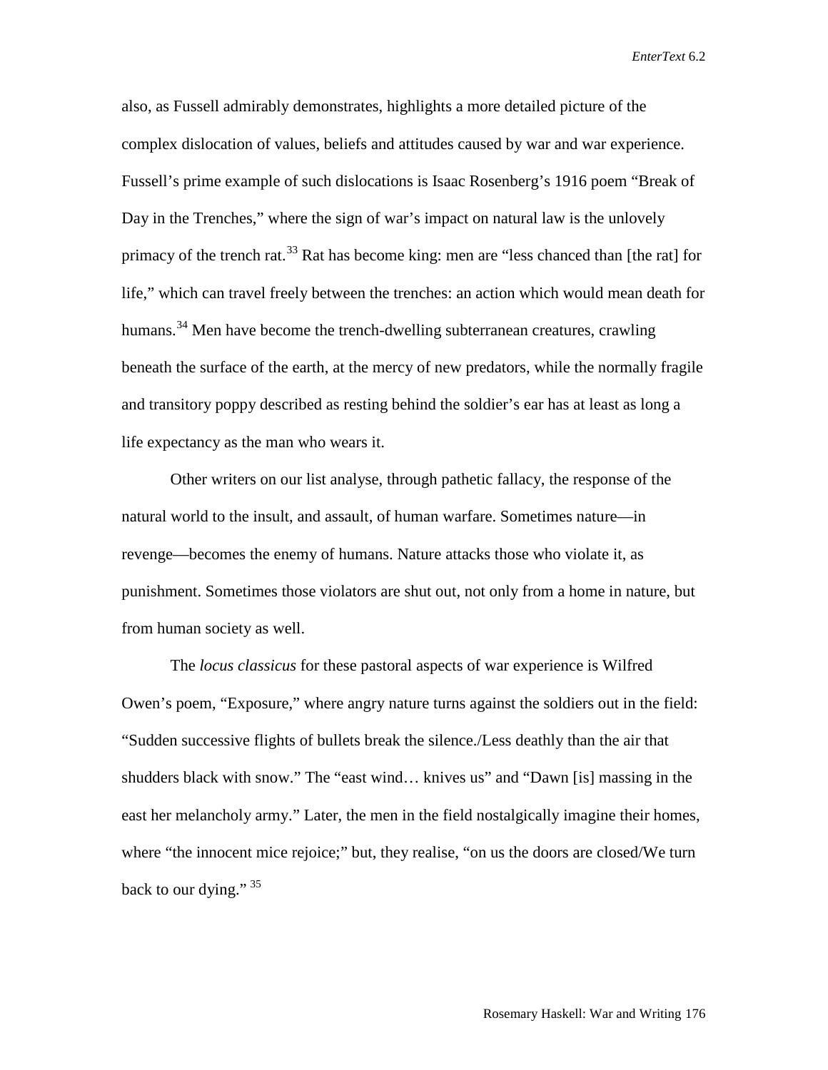also, as Fussell admirably demonstrates, highlights a more detailed picture of the complex dislocation of values, beliefs and attitudes caused by war and war experience. Fussell's prime example of such dislocations is Isaac Rosenberg's 1916 poem "Break of Day in the Trenches," where the sign of war's impact on natural law is the unlovely primacy of the trench rat.[33] Rat has become king: men are "less chanced than [the rat] for life," which can travel freely between the trenches: an action which would mean death for humans.[34] Men have become the trench-dwelling subterranean creatures, crawling beneath the surface of the earth, at the mercy of new predators, while the normally fragile and transitory poppy described as resting behind the soldier's ear has at least as long a life expectancy as the man who wears it.

Other writers on our list analyse, through pathetic fallacy, the response of the natural world to the insult, and assault, of human warfare. Sometimes nature—in revenge—becomes the enemy of humans. Nature attacks those who violate it, as punishment. Sometimes those violators are shut out, not only from a home in nature, but from human society as well.

The *locus classicus* for these pastoral aspects of war experience is Wilfred Owen's poem, "Exposure," where angry nature turns against the soldiers out in the field: "Sudden successive flights of bullets break the silence./Less deathly than the air that shudders black with snow." The "east wind… knives us" and "Dawn [is] massing in the east her melancholy army." Later, the men in the field nostalgically imagine their homes, where "the innocent mice rejoice;" but, they realise, "on us the doors are closed/We turn back to our dying." [35]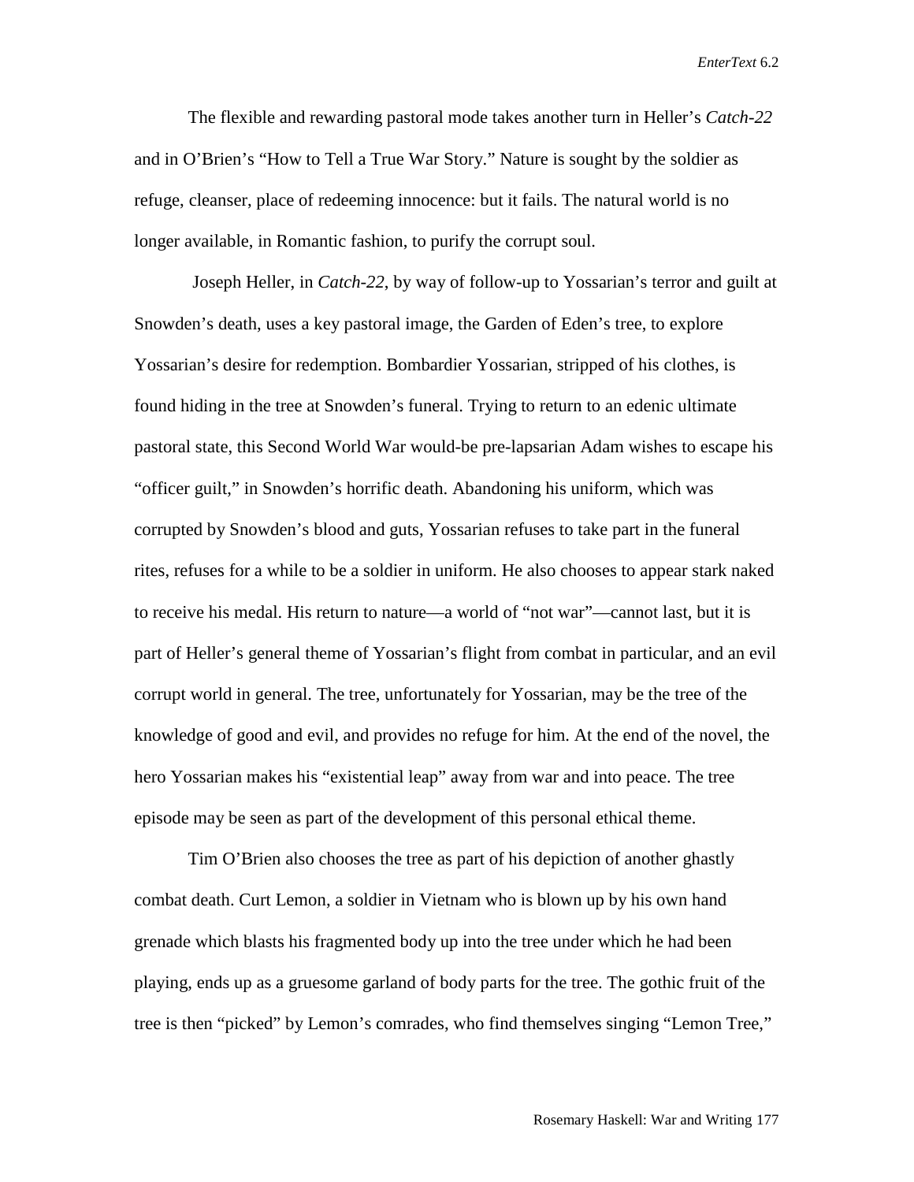The flexible and rewarding pastoral mode takes another turn in Heller's *Catch-22* and in O'Brien's "How to Tell a True War Story." Nature is sought by the soldier as refuge, cleanser, place of redeeming innocence: but it fails. The natural world is no longer available, in Romantic fashion, to purify the corrupt soul.

Joseph Heller, in *Catch-22,* by way of follow-up to Yossarian's terror and guilt at Snowden's death, uses a key pastoral image, the Garden of Eden's tree, to explore Yossarian's desire for redemption. Bombardier Yossarian, stripped of his clothes, is found hiding in the tree at Snowden's funeral. Trying to return to an edenic ultimate pastoral state, this Second World War would-be pre-lapsarian Adam wishes to escape his "officer guilt," in Snowden's horrific death. Abandoning his uniform, which was corrupted by Snowden's blood and guts, Yossarian refuses to take part in the funeral rites, refuses for a while to be a soldier in uniform. He also chooses to appear stark naked to receive his medal. His return to nature—a world of "not war"—cannot last, but it is part of Heller's general theme of Yossarian's flight from combat in particular, and an evil corrupt world in general. The tree, unfortunately for Yossarian, may be the tree of the knowledge of good and evil, and provides no refuge for him. At the end of the novel, the hero Yossarian makes his "existential leap" away from war and into peace. The tree episode may be seen as part of the development of this personal ethical theme.

Tim O'Brien also chooses the tree as part of his depiction of another ghastly combat death. Curt Lemon, a soldier in Vietnam who is blown up by his own hand grenade which blasts his fragmented body up into the tree under which he had been playing, ends up as a gruesome garland of body parts for the tree. The gothic fruit of the tree is then "picked" by Lemon's comrades, who find themselves singing "Lemon Tree,"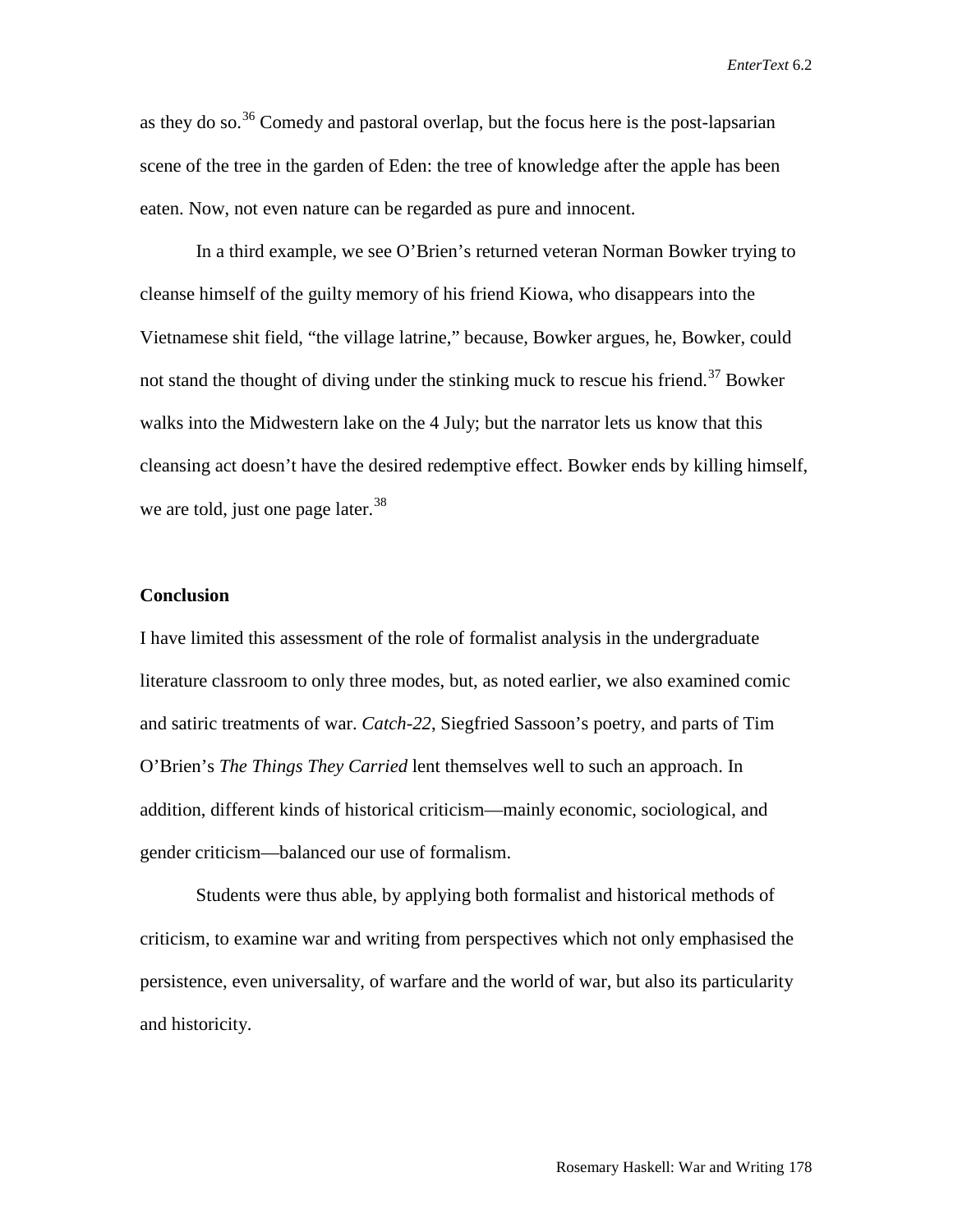as they do so.[36] Comedy and pastoral overlap, but the focus here is the post-lapsarian scene of the tree in the garden of Eden: the tree of knowledge after the apple has been eaten. Now, not even nature can be regarded as pure and innocent.

In a third example, we see O'Brien's returned veteran Norman Bowker trying to cleanse himself of the guilty memory of his friend Kiowa, who disappears into the Vietnamese shit field, "the village latrine," because, Bowker argues, he, Bowker, could not stand the thought of diving under the stinking muck to rescue his friend.[37] Bowker walks into the Midwestern lake on the 4 July; but the narrator lets us know that this cleansing act doesn't have the desired redemptive effect. Bowker ends by killing himself, we are told, just one page later.[38]

**Conclusion**

I have limited this assessment of the role of formalist analysis in the undergraduate literature classroom to only three modes, but, as noted earlier, we also examined comic and satiric treatments of war. *Catch-22*, Siegfried Sassoon's poetry, and parts of Tim O'Brien's *The Things They Carried* lent themselves well to such an approach. In addition, different kinds of historical criticism—mainly economic, sociological, and gender criticism—balanced our use of formalism.

Students were thus able, by applying both formalist and historical methods of criticism, to examine war and writing from perspectives which not only emphasised the persistence, even universality, of warfare and the world of war, but also its particularity and historicity.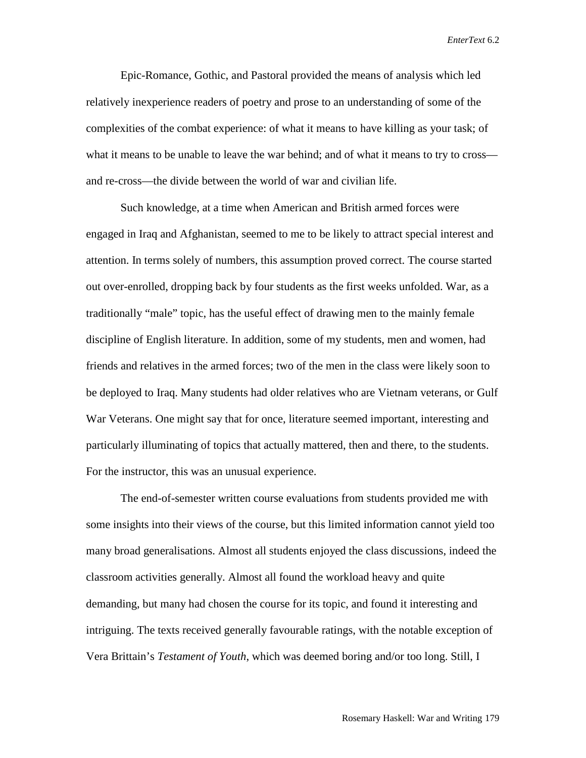Epic-Romance, Gothic, and Pastoral provided the means of analysis which led relatively inexperience readers of poetry and prose to an understanding of some of the complexities of the combat experience: of what it means to have killing as your task; of what it means to be unable to leave the war behind; and of what it means to try to cross—and re-cross—the divide between the world of war and civilian life.

Such knowledge, at a time when American and British armed forces were engaged in Iraq and Afghanistan, seemed to me to be likely to attract special interest and attention. In terms solely of numbers, this assumption proved correct. The course started out over-enrolled, dropping back by four students as the first weeks unfolded. War, as a traditionally "male" topic, has the useful effect of drawing men to the mainly female discipline of English literature. In addition, some of my students, men and women, had friends and relatives in the armed forces; two of the men in the class were likely soon to be deployed to Iraq. Many students had older relatives who are Vietnam veterans, or Gulf War Veterans. One might say that for once, literature seemed important, interesting and particularly illuminating of topics that actually mattered, then and there, to the students. For the instructor, this was an unusual experience.

The end-of-semester written course evaluations from students provided me with some insights into their views of the course, but this limited information cannot yield too many broad generalisations. Almost all students enjoyed the class discussions, indeed the classroom activities generally. Almost all found the workload heavy and quite demanding, but many had chosen the course for its topic, and found it interesting and intriguing. The texts received generally favourable ratings, with the notable exception of Vera Brittain's *Testament of Youth*, which was deemed boring and/or too long. Still, I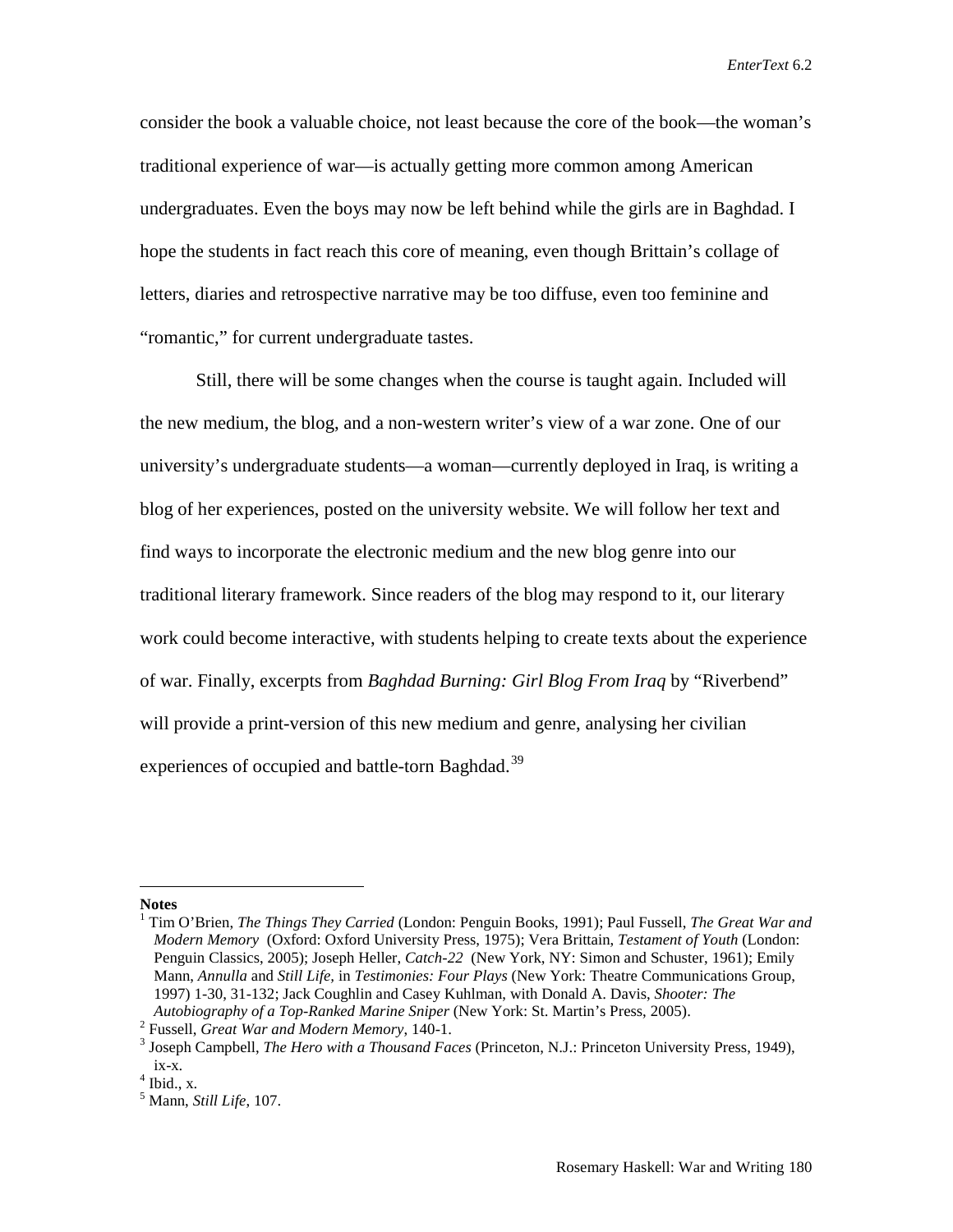consider the book a valuable choice, not least because the core of the book—the woman's traditional experience of war—is actually getting more common among American undergraduates. Even the boys may now be left behind while the girls are in Baghdad. I hope the students in fact reach this core of meaning, even though Brittain's collage of letters, diaries and retrospective narrative may be too diffuse, even too feminine and "romantic," for current undergraduate tastes.

Still, there will be some changes when the course is taught again. Included will the new medium, the blog, and a non-western writer's view of a war zone. One of our university's undergraduate students—a woman—currently deployed in Iraq, is writing a blog of her experiences, posted on the university website. We will follow her text and find ways to incorporate the electronic medium and the new blog genre into our traditional literary framework. Since readers of the blog may respond to it, our literary work could become interactive, with students helping to create texts about the experience of war. Finally, excerpts from *Baghdad Burning: Girl Blog From Iraq* by "Riverbend" will provide a print-version of this new medium and genre, analysing her civilian experiences of occupied and battle-torn Baghdad.[39]

---

**Notes**

[1] Tim O'Brien, *The Things They Carried* (London: Penguin Books, 1991); Paul Fussell, *The Great War and Modern Memory* (Oxford: Oxford University Press, 1975); Vera Brittain, *Testament of Youth* (London: Penguin Classics, 2005); Joseph Heller, *Catch-22* (New York, NY: Simon and Schuster, 1961); Emily Mann, *Annulla* and *Still Life*, in *Testimonies: Four Plays* (New York: Theatre Communications Group, 1997) 1-30, 31-132; Jack Coughlin and Casey Kuhlman, with Donald A. Davis, *Shooter: The Autobiography of a Top-Ranked Marine Sniper* (New York: St. Martin's Press, 2005).

[2] Fussell, *Great War and Modern Memory*, 140-1.

[3] Joseph Campbell, *The Hero with a Thousand Faces* (Princeton, N.J.: Princeton University Press, 1949), ix-x.

[4] Ibid., x.

[5] Mann, *Still Life*, 107.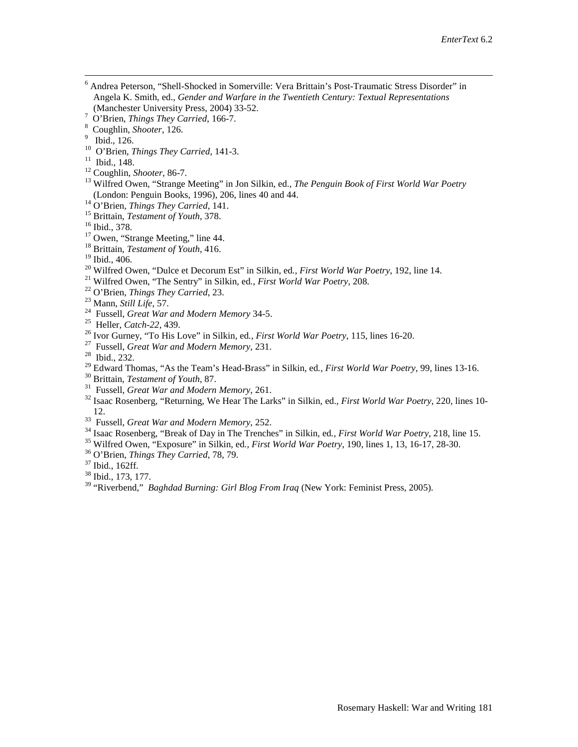[6] Andrea Peterson, "Shell-Shocked in Somerville: Vera Brittain's Post-Traumatic Stress Disorder" in Angela K. Smith, ed., *Gender and Warfare in the Twentieth Century: Textual Representations* (Manchester University Press, 2004) 33-52.

[7] O'Brien, *Things They Carried*, 166-7.

[8] Coughlin, *Shooter*, 126.

[9] Ibid., 126.

[10] O'Brien, *Things They Carried*, 141-3.

[11] Ibid., 148.

[12] Coughlin, *Shooter*, 86-7.

[13] Wilfred Owen, "Strange Meeting" in Jon Silkin, ed., *The Penguin Book of First World War Poetry* (London: Penguin Books, 1996), 206, lines 40 and 44.

[14] O'Brien, *Things They Carried*, 141.

[15] Brittain, *Testament of Youth*, 378.

[16] Ibid., 378.

[17] Owen, "Strange Meeting," line 44.

[18] Brittain, *Testament of Youth*, 416.

[19] Ibid., 406.

[20] Wilfred Owen, "Dulce et Decorum Est" in Silkin, ed., *First World War Poetry*, 192, line 14.

[21] Wilfred Owen, "The Sentry" in Silkin, ed., *First World War Poetry*, 208.

[22] O'Brien, *Things They Carried*, 23.

[23] Mann, *Still Life*, 57.

[24] Fussell, *Great War and Modern Memory* 34-5.

[25] Heller, *Catch-22*, 439.

[26] Ivor Gurney, "To His Love" in Silkin, ed., *First World War Poetry*, 115, lines 16-20.

[27] Fussell, *Great War and Modern Memory*, 231.

[28] Ibid., 232.

[29] Edward Thomas, "As the Team's Head-Brass" in Silkin, ed., *First World War Poetry*, 99, lines 13-16.

[30] Brittain, *Testament of Youth*, 87.

[31] Fussell, *Great War and Modern Memory*, 261.

[32] Isaac Rosenberg, "Returning, We Hear The Larks" in Silkin, ed., *First World War Poetry*, 220, lines 10-12.

[33] Fussell, *Great War and Modern Memory*, 252.

[34] Isaac Rosenberg, "Break of Day in The Trenches" in Silkin, ed., *First World War Poetry*, 218, line 15.

[35] Wilfred Owen, "Exposure" in Silkin, ed., *First World War Poetry*, 190, lines 1, 13, 16-17, 28-30.

[36] O'Brien, *Things They Carried*, 78, 79.

[37] Ibid., 162ff.

[38] Ibid., 173, 177.

[39] "Riverbend," *Baghdad Burning: Girl Blog From Iraq* (New York: Feminist Press, 2005).